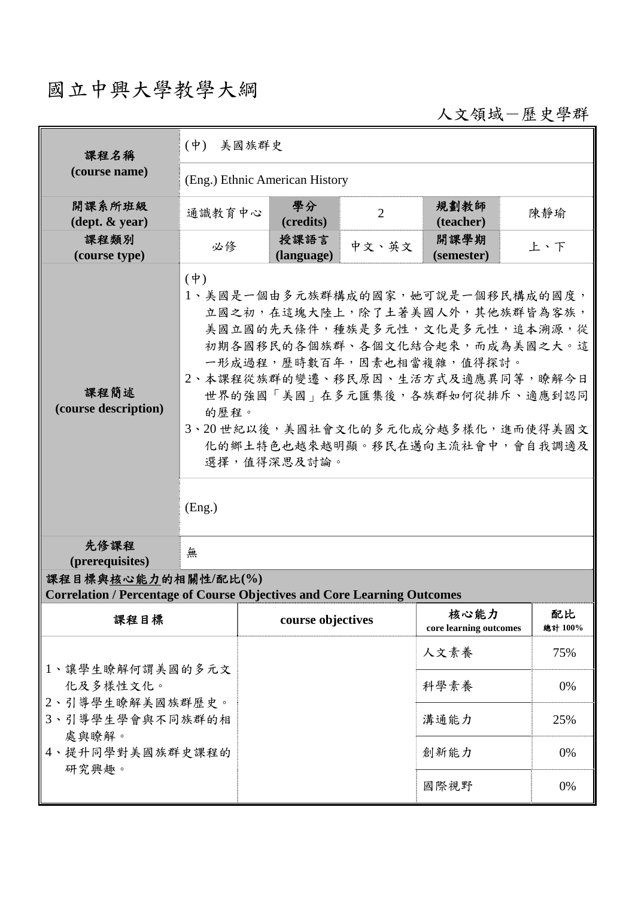# 國立中興大學教學大綱

人文領域－歷史學群

| 課程名稱 (course name) | (中) 美國族群史 | | | | |
|---|---|---|---|---|---|
| | (Eng.) Ethnic American History | | | | |
| 開課系所班級 (dept. & year) | 通識教育中心 | 學分 (credits) | 2 | 規劃教師 (teacher) | 陳靜瑜 |
| 課程類別 (course type) | 必修 | 授課語言 (language) | 中文、英文 | 開課學期 (semester) | 上、下 |
| 課程簡述 (course description) | (中)<br>1、美國是一個由多元族群構成的國家，她可說是一個移民構成的國度，立國之初，在這塊大陸上，除了土著美國人外，其他族群皆為客族，美國立國的先天條件，種族是多元性，文化是多元性，追本溯源，從初期各國移民的各個族群、各個文化結合起來，而成為美國之大。這一形成過程，歷時數百年，因素也相當複雜，值得探討。<br>2、本課程從族群的變遷、移民原因、生活方式及適應異同等，瞭解今日世界的強國「美國」在多元匯集後，各族群如何從排斥、適應到認同的歷程。<br>3、20世紀以後，美國社會文化的多元化成分越多樣化，進而使得美國文化的鄉土特色也越來越明顯。移民在邁向主流社會中，會自我調適及選擇，值得深思及討論。 | | | | |
| | (Eng.) | | | | |
| 先修課程 (prerequisites) | 無 | | | | |

**課程目標與核心能力的相關性/配比(%)**
**Correlation / Percentage of Course Objectives and Core Learning Outcomes**

| 課程目標 | course objectives | 核心能力 core learning outcomes | 配比 總計 100% |
|---|---|---|---|
| 1、讓學生瞭解何謂美國的多元文化及多樣性文化。<br>2、引導學生瞭解美國族群歷史。<br>3、引導學生學會與不同族群的相處與瞭解。<br>4、提升同學對美國族群史課程的研究興趣。 | | 人文素養 | 75% |
| | | 科學素養 | 0% |
| | | 溝通能力 | 25% |
| | | 創新能力 | 0% |
| | | 國際視野 | 0% |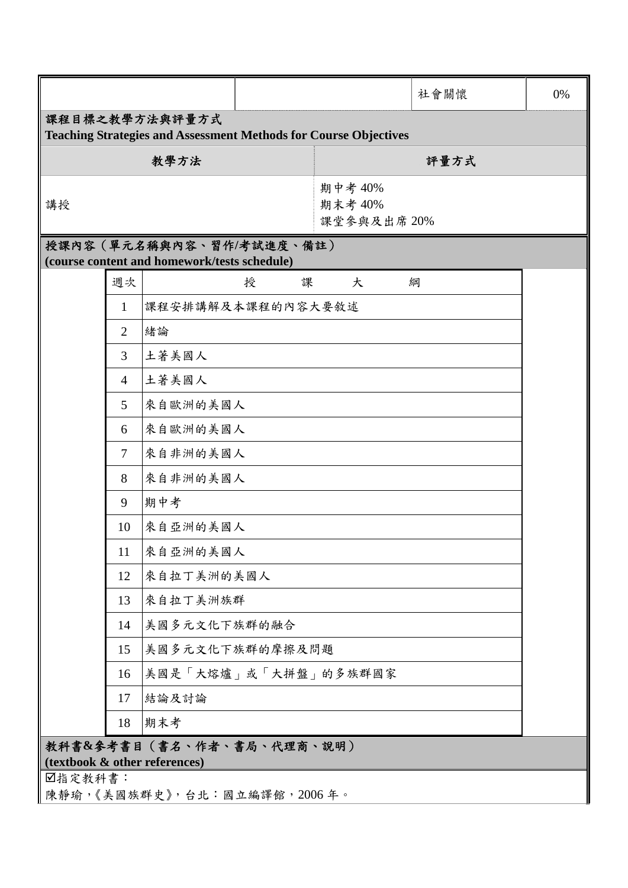| | | 社會關懷 | 0% |
|---|---|---|---|

**課程目標之教學方法與評量方式**
**Teaching Strategies and Assessment Methods for Course Objectives**

| 教學方法 | 評量方式 |
|---|---|
| 講授 | 期中考 40%<br>期末考 40%<br>課堂參與及出席 20% |

**授課內容（單元名稱與內容、習作/考試進度、備註）**
**(course content and homework/tests schedule)**

| 週次 | 授　　課　　大　　綱 |
|---|---|
| 1 | 課程安排講解及本課程的內容大要敘述 |
| 2 | 緒論 |
| 3 | 土著美國人 |
| 4 | 土著美國人 |
| 5 | 來自歐洲的美國人 |
| 6 | 來自歐洲的美國人 |
| 7 | 來自非洲的美國人 |
| 8 | 來自非洲的美國人 |
| 9 | 期中考 |
| 10 | 來自亞洲的美國人 |
| 11 | 來自亞洲的美國人 |
| 12 | 來自拉丁美洲的美國人 |
| 13 | 來自拉丁美洲族群 |
| 14 | 美國多元文化下族群的融合 |
| 15 | 美國多元文化下族群的摩擦及問題 |
| 16 | 美國是「大熔爐」或「大拼盤」的多族群國家 |
| 17 | 結論及討論 |
| 18 | 期末考 |

**教科書&參考書目（書名、作者、書局、代理商、說明）**
**(textbook & other references)**

☑指定教科書：
陳靜瑜，《美國族群史》，台北：國立編譯館，2006 年。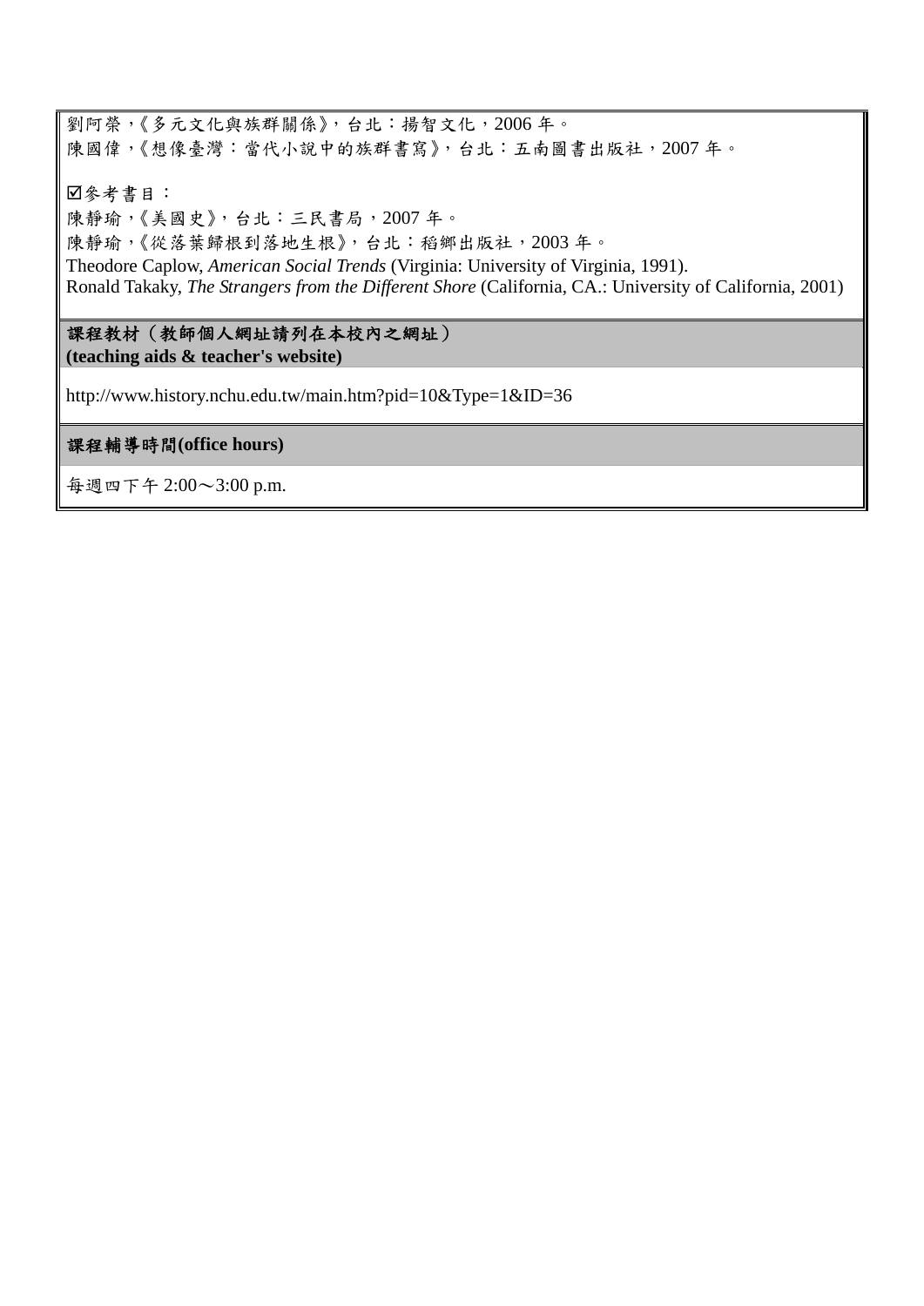劉阿榮，《多元文化與族群關係》，台北：揚智文化，2006 年。

陳國偉，《想像臺灣：當代小說中的族群書寫》，台北：五南圖書出版社，2007 年。

☑參考書目：

陳靜瑜，《美國史》，台北：三民書局，2007 年。

陳靜瑜，《從落葉歸根到落地生根》，台北：稻鄉出版社，2003 年。

Theodore Caplow, *American Social Trends* (Virginia: University of Virginia, 1991).

Ronald Takaky, *The Strangers from the Different Shore* (California, CA.: University of California, 2001)

**課程教材（教師個人網址請列在本校內之網址）**
**(teaching aids & teacher's website)**

http://www.history.nchu.edu.tw/main.htm?pid=10&Type=1&ID=36

**課程輔導時間(office hours)**

每週四下午 2:00～3:00 p.m.